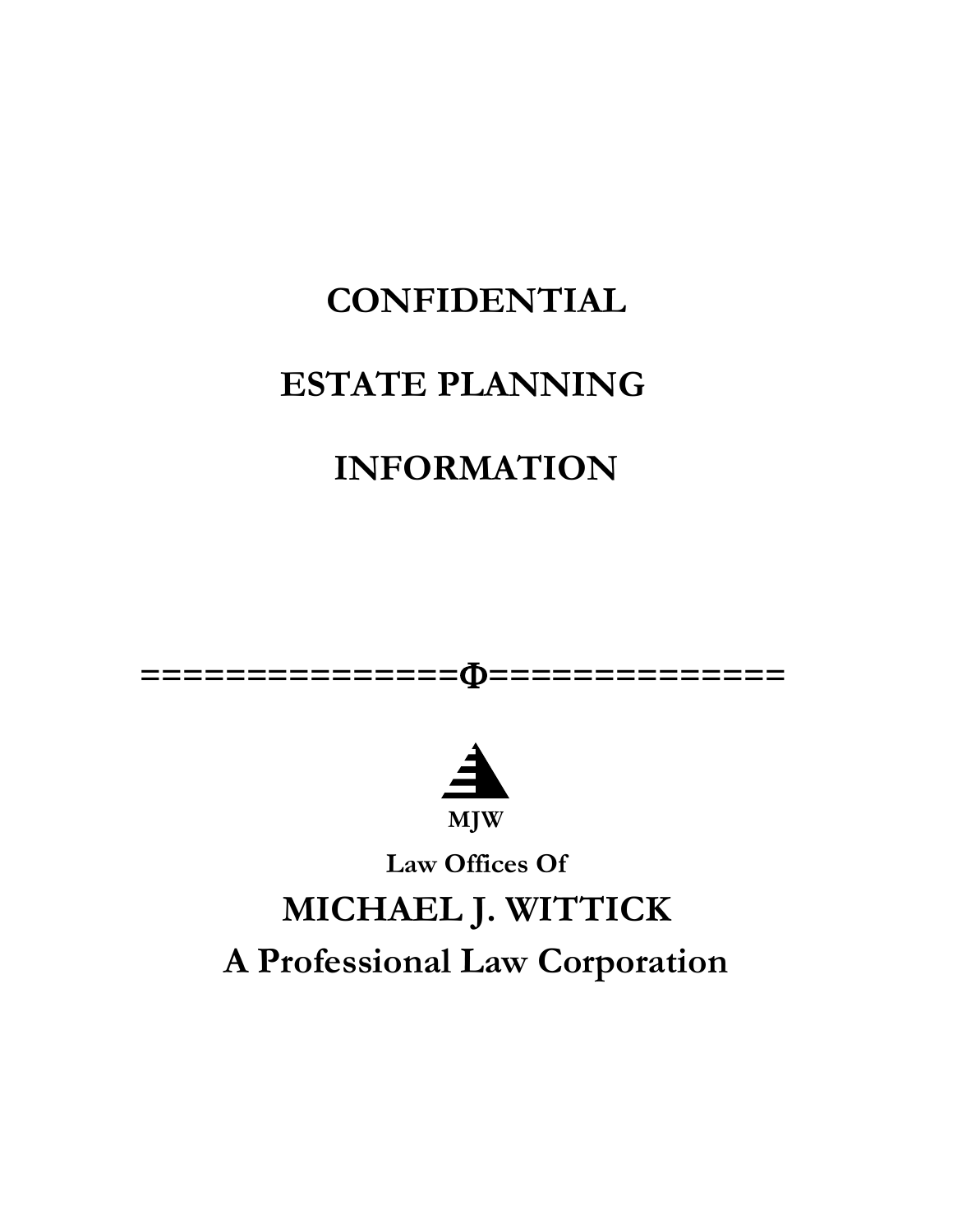# CONFIDENTIAL

# ESTATE PLANNING

# INFORMATION

===============Φ===============

**MJW**

**Law Offices Of**

## MICHAEL J. WITTICK

## A Professional Law Corporation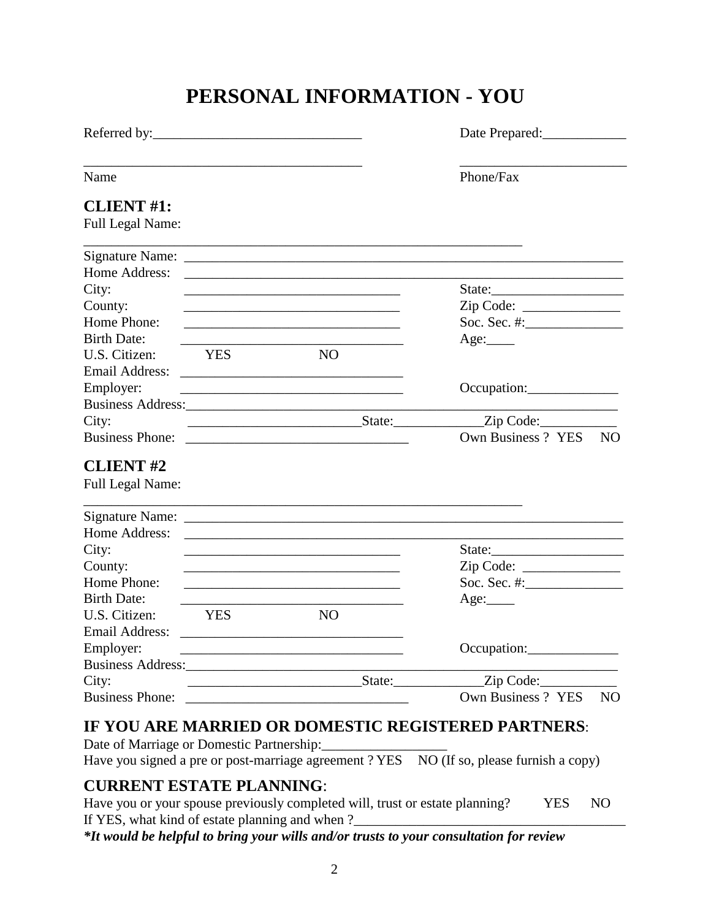# PERSONAL INFORMATION - YOU

Referred by:______________________________ Date Prepared:____________

________________________________________ ________________________

Name Phone/Fax

## CLIENT #1:

Full Legal Name:

_______________________________________________________________

Signature Name: ____________________________________________________________

Home Address: ____________________________________________________________

City: _______________________________ State:___________________

County: _______________________________ Zip Code: ______________

Home Phone: _______________________________ Soc. Sec. #:______________

Birth Date: ________________________________ Age:____

U.S. Citizen: YES NO

Email Address: ________________________________

Employer: ________________________________ Occupation:_____________

Business Address:__________________________________________________________

City: _________________________State:_____________Zip Code:___________

Business Phone: ________________________________ Own Business ? YES NO

## CLIENT #2

Full Legal Name:

_______________________________________________________________

Signature Name: ____________________________________________________________

Home Address: ____________________________________________________________

City: _______________________________ State:___________________

County: _______________________________ Zip Code: ______________

Home Phone: _______________________________ Soc. Sec. #:______________

Birth Date: ________________________________ Age:____

U.S. Citizen: YES NO

Email Address: ________________________________

Employer: ________________________________ Occupation:_____________

Business Address:__________________________________________________________

City: _________________________State:_____________Zip Code:___________

Business Phone: ________________________________ Own Business ? YES NO

## IF YOU ARE MARRIED OR DOMESTIC REGISTERED PARTNERS:

Date of Marriage or Domestic Partnership:_________________

Have you signed a pre or post-marriage agreement ? YES NO (If so, please furnish a copy)

## CURRENT ESTATE PLANNING:

Have you or your spouse previously completed will, trust or estate planning? YES NO

If YES, what kind of estate planning and when ?_______________________________________

***It would be helpful to bring your wills and/or trusts to your consultation for review***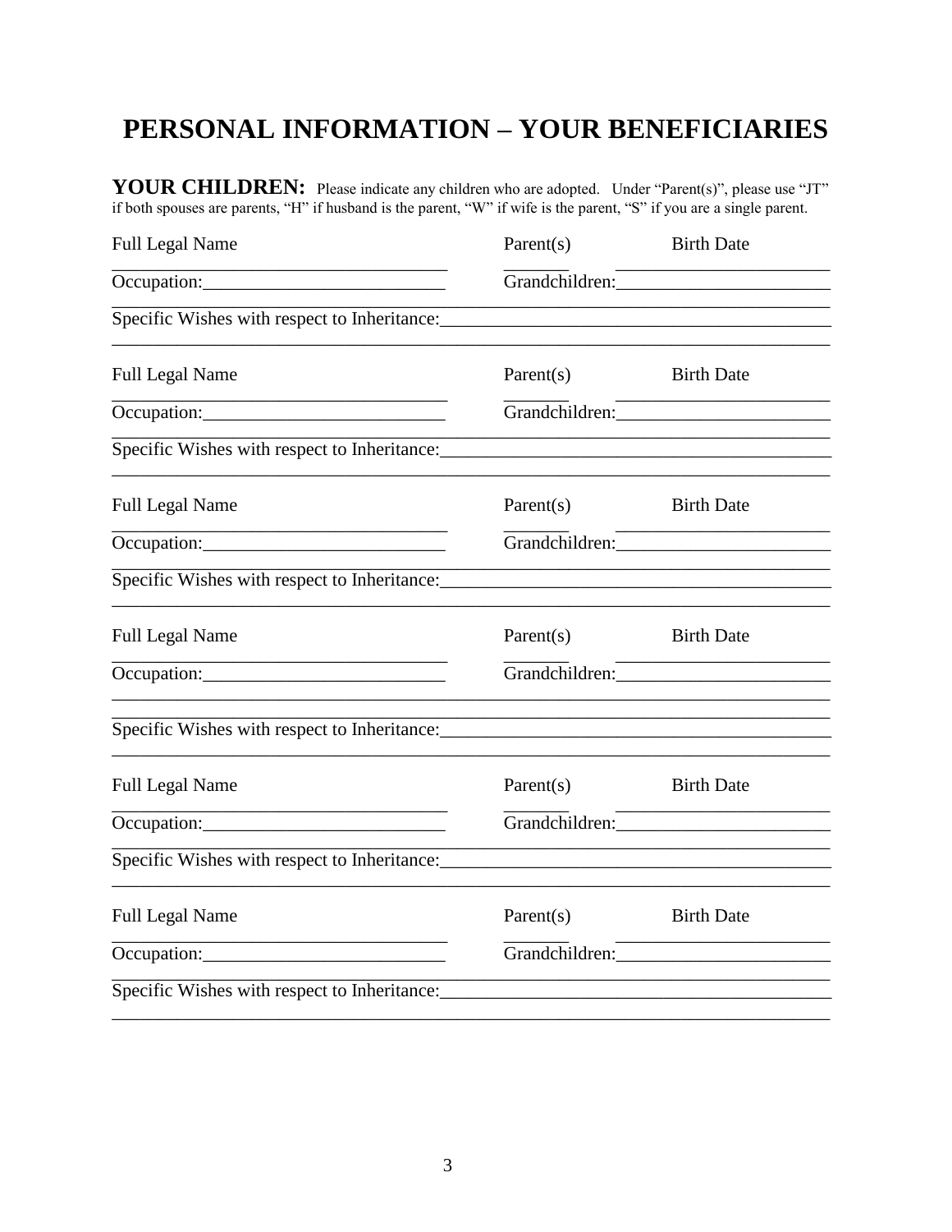# PERSONAL INFORMATION – YOUR BENEFICIARIES

**YOUR CHILDREN:** Please indicate any children who are adopted. Under "Parent(s)", please use "JT" if both spouses are parents, "H" if husband is the parent, "W" if wife is the parent, "S" if you are a single parent.

Full Legal Name Parent(s) Birth Date

_________________________________ _______ _____________________

Occupation:_________________________ Grandchildren:_____________________

_________________________________________________________________________

Specific Wishes with respect to Inheritance:_____________________________________

_________________________________________________________________________

Full Legal Name Parent(s) Birth Date

_________________________________ _______ _____________________

Occupation:_________________________ Grandchildren:_____________________

_________________________________________________________________________

Specific Wishes with respect to Inheritance:_____________________________________

_________________________________________________________________________

Full Legal Name Parent(s) Birth Date

_________________________________ _______ _____________________

Occupation:_________________________ Grandchildren:_____________________

_________________________________________________________________________

Specific Wishes with respect to Inheritance:_____________________________________

_________________________________________________________________________

Full Legal Name Parent(s) Birth Date

_________________________________ _______ _____________________

Occupation:_________________________ Grandchildren:_____________________

_________________________________________________________________________

_________________________________________________________________________

Specific Wishes with respect to Inheritance:_____________________________________

_________________________________________________________________________

Full Legal Name Parent(s) Birth Date

_________________________________ _______ _____________________

Occupation:_________________________ Grandchildren:_____________________

_________________________________________________________________________

Specific Wishes with respect to Inheritance:_____________________________________

_________________________________________________________________________

Full Legal Name Parent(s) Birth Date

_________________________________ _______ _____________________

Occupation:_________________________ Grandchildren:_____________________

_________________________________________________________________________

Specific Wishes with respect to Inheritance:_____________________________________

_________________________________________________________________________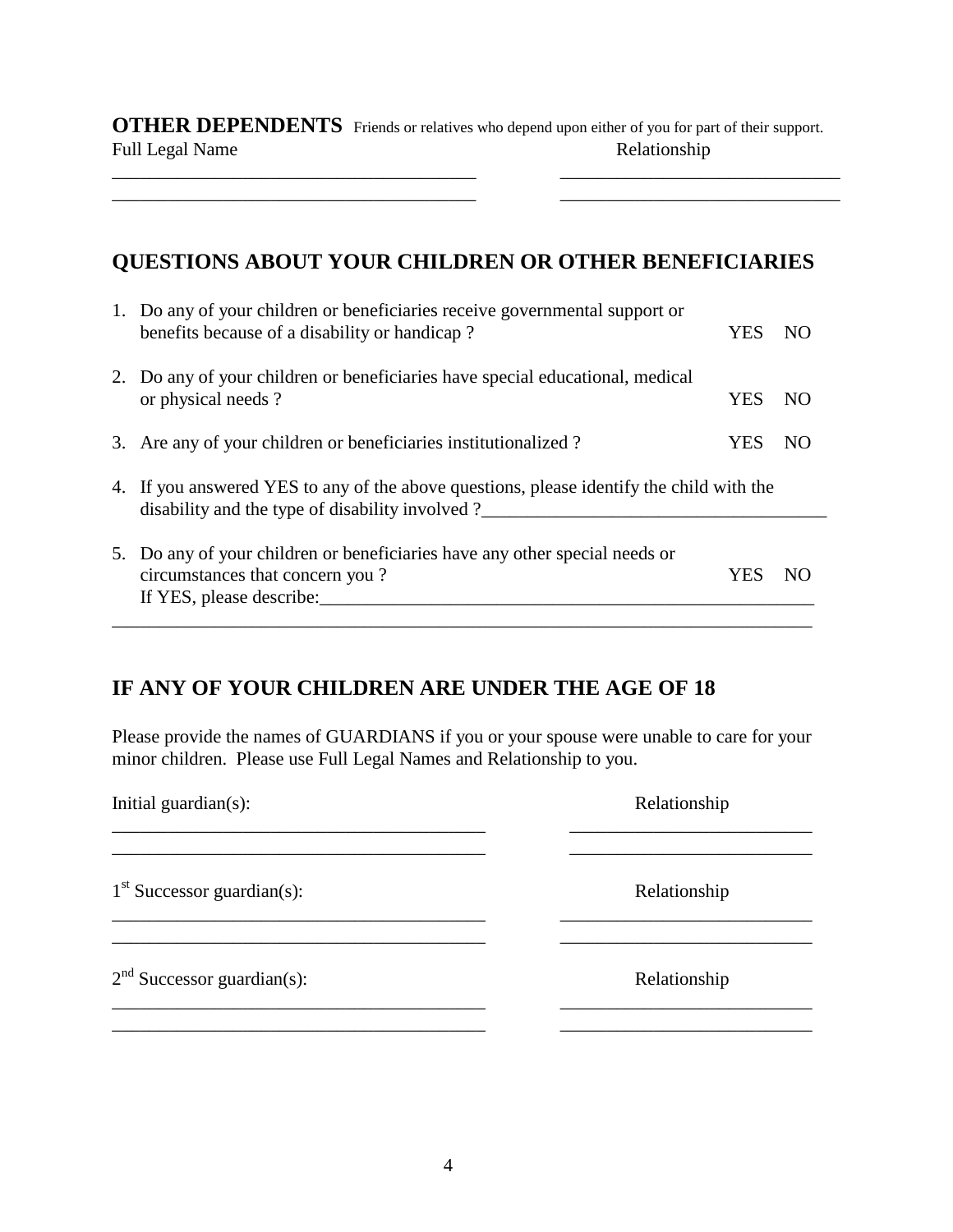**OTHER DEPENDENTS** Friends or relatives who depend upon either of you for part of their support.

| Full Legal Name | Relationship |
| --- | --- |
| ______________________________________ | ______________________________ |
| ______________________________________ | ______________________________ |

## QUESTIONS ABOUT YOUR CHILDREN OR OTHER BENEFICIARIES

1. Do any of your children or beneficiaries receive governmental support or benefits because of a disability or handicap ? YES NO

2. Do any of your children or beneficiaries have special educational, medical or physical needs ? YES NO

3. Are any of your children or beneficiaries institutionalized ? YES NO

4. If you answered YES to any of the above questions, please identify the child with the disability and the type of disability involved ?_____________________________________

5. Do any of your children or beneficiaries have any other special needs or circumstances that concern you ? YES NO
   If YES, please describe:_______________________________________________________

___________________________________________________________________________

## IF ANY OF YOUR CHILDREN ARE UNDER THE AGE OF 18

Please provide the names of GUARDIANS if you or your spouse were unable to care for your minor children. Please use Full Legal Names and Relationship to you.

| Initial guardian(s): | Relationship |
| --- | --- |
| ________________________________________ | __________________________ |
| ________________________________________ | __________________________ |

| 1st Successor guardian(s): | Relationship |
| --- | --- |
| ________________________________________ | ___________________________ |
| ________________________________________ | ___________________________ |

| 2nd Successor guardian(s): | Relationship |
| --- | --- |
| ________________________________________ | ___________________________ |
| ________________________________________ | ___________________________ |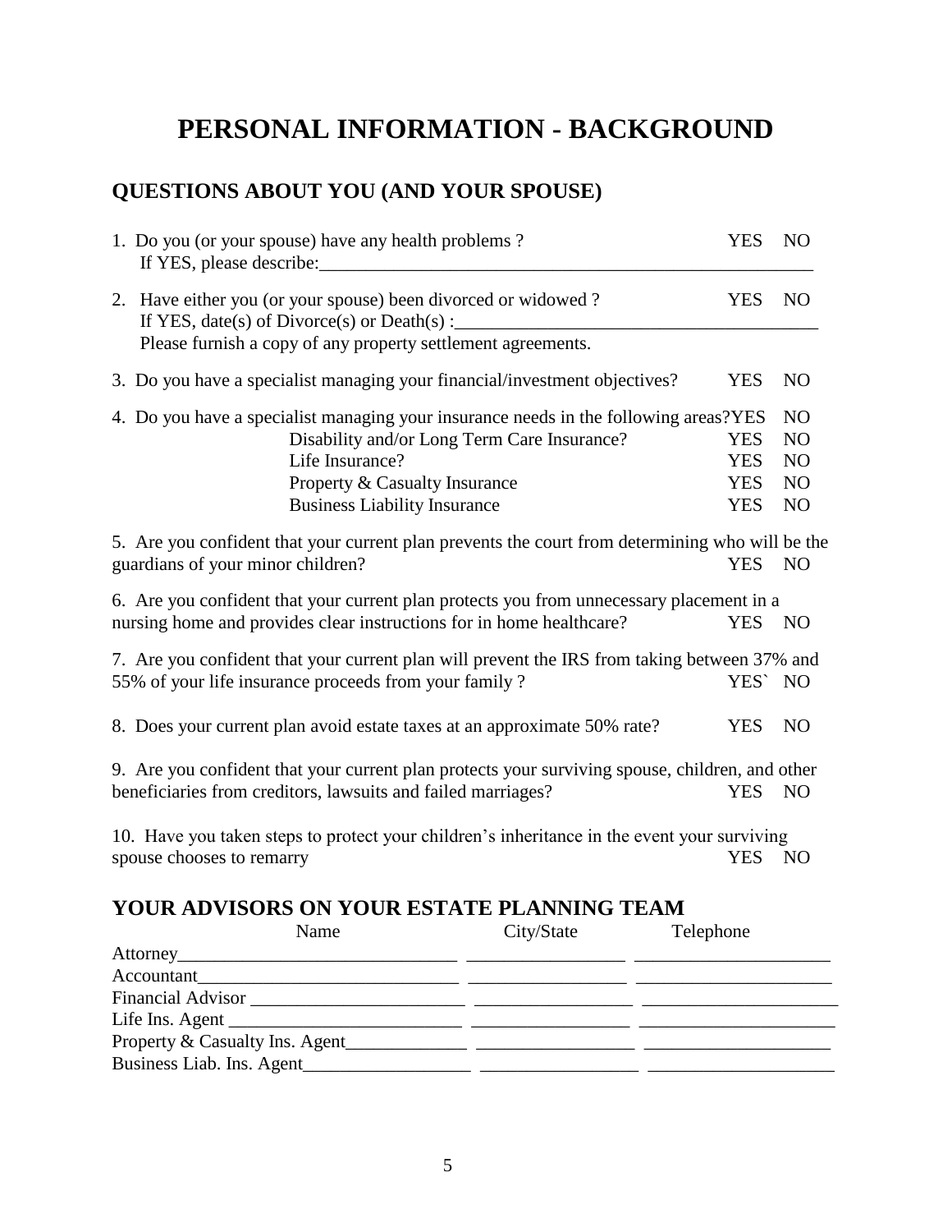# PERSONAL INFORMATION - BACKGROUND

## QUESTIONS ABOUT YOU (AND YOUR SPOUSE)

1. Do you (or your spouse) have any health problems ? YES NO
   If YES, please describe:\_\_\_\_\_\_\_\_\_\_\_\_\_\_\_\_\_\_\_\_\_\_\_\_\_\_\_\_\_\_\_\_\_\_\_\_\_\_\_\_\_\_\_\_\_\_\_\_

2. Have either you (or your spouse) been divorced or widowed ? YES NO
   If YES, date(s) of Divorce(s) or Death(s) :\_\_\_\_\_\_\_\_\_\_\_\_\_\_\_\_\_\_\_\_\_\_\_\_\_\_\_\_\_\_\_\_\_\_\_\_\_\_
   Please furnish a copy of any property settlement agreements.

3. Do you have a specialist managing your financial/investment objectives? YES NO

4. Do you have a specialist managing your insurance needs in the following areas? YES NO

| | | |
|---|---|---|
| Disability and/or Long Term Care Insurance? | YES | NO |
| Life Insurance? | YES | NO |
| Property & Casualty Insurance | YES | NO |
| Business Liability Insurance | YES | NO |

5. Are you confident that your current plan prevents the court from determining who will be the guardians of your minor children? YES NO

6. Are you confident that your current plan protects you from unnecessary placement in a nursing home and provides clear instructions for in home healthcare? YES NO

7. Are you confident that your current plan will prevent the IRS from taking between 37% and 55% of your life insurance proceeds from your family ? YES` NO

8. Does your current plan avoid estate taxes at an approximate 50% rate? YES NO

9. Are you confident that your current plan protects your surviving spouse, children, and other beneficiaries from creditors, lawsuits and failed marriages? YES NO

10. Have you taken steps to protect your children's inheritance in the event your surviving spouse chooses to remarry YES NO

## YOUR ADVISORS ON YOUR ESTATE PLANNING TEAM

| | Name | City/State | Telephone |
|---|---|---|---|
| Attorney | | | |
| Accountant | | | |
| Financial Advisor | | | |
| Life Ins. Agent | | | |
| Property & Casualty Ins. Agent | | | |
| Business Liab. Ins. Agent | | | |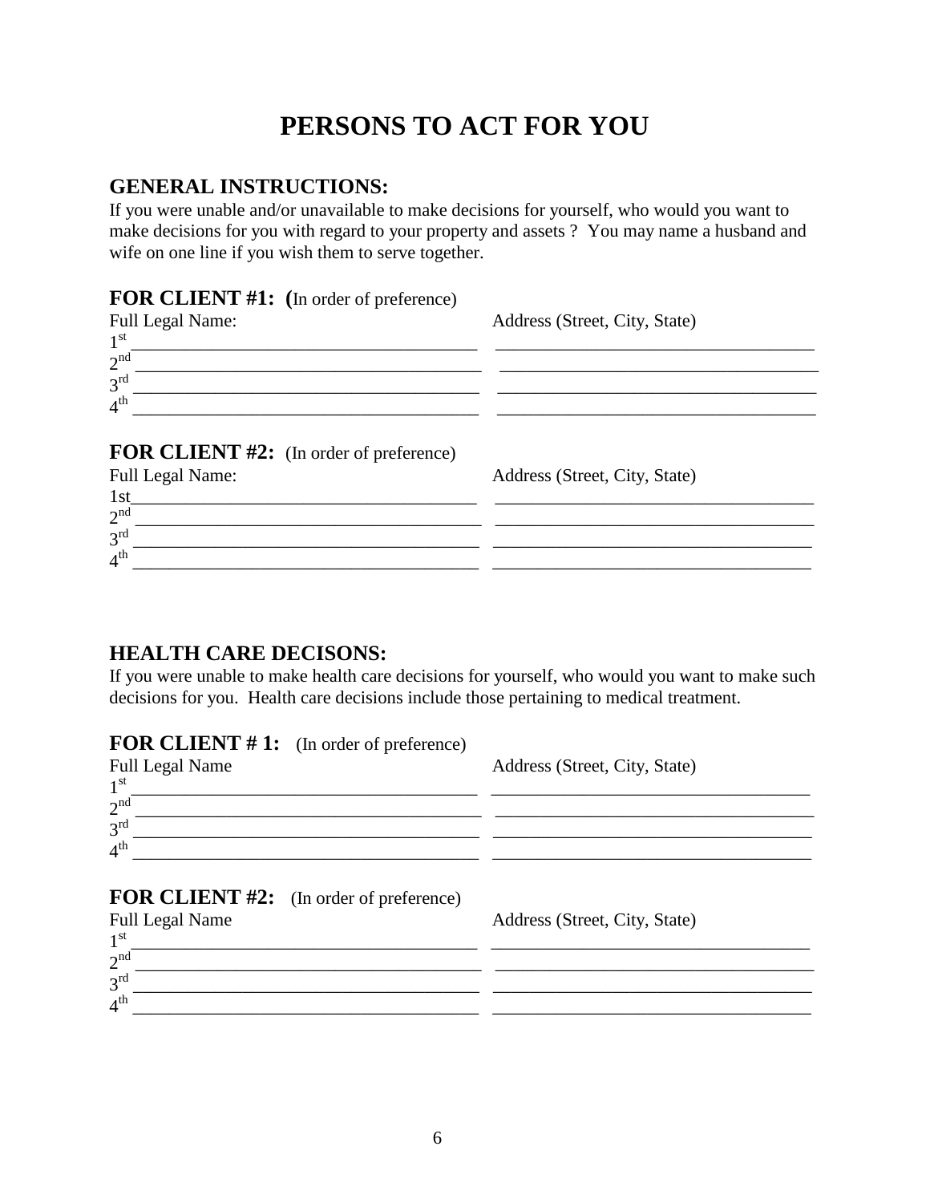# PERSONS TO ACT FOR YOU

## GENERAL INSTRUCTIONS:

If you were unable and/or unavailable to make decisions for yourself, who would you want to make decisions for you with regard to your property and assets ? You may name a husband and wife on one line if you wish them to serve together.

### FOR CLIENT #1: (In order of preference)

| Full Legal Name: | Address (Street, City, State) |
|---|---|
| 1st ______________________________ | ______________________________ |
| 2nd ______________________________ | ______________________________ |
| 3rd ______________________________ | ______________________________ |
| 4th ______________________________ | ______________________________ |

### FOR CLIENT #2: (In order of preference)

| Full Legal Name: | Address (Street, City, State) |
|---|---|
| 1st______________________________ | ______________________________ |
| 2nd ______________________________ | ______________________________ |
| 3rd ______________________________ | ______________________________ |
| 4th ______________________________ | ______________________________ |

## HEALTH CARE DECISONS:

If you were unable to make health care decisions for yourself, who would you want to make such decisions for you. Health care decisions include those pertaining to medical treatment.

### FOR CLIENT # 1: (In order of preference)

| Full Legal Name | Address (Street, City, State) |
|---|---|
| 1st______________________________ | ______________________________ |
| 2nd ______________________________ | ______________________________ |
| 3rd ______________________________ | ______________________________ |
| 4th ______________________________ | ______________________________ |

### FOR CLIENT #2: (In order of preference)

| Full Legal Name | Address (Street, City, State) |
|---|---|
| 1st______________________________ | ______________________________ |
| 2nd ______________________________ | ______________________________ |
| 3rd ______________________________ | ______________________________ |
| 4th ______________________________ | ______________________________ |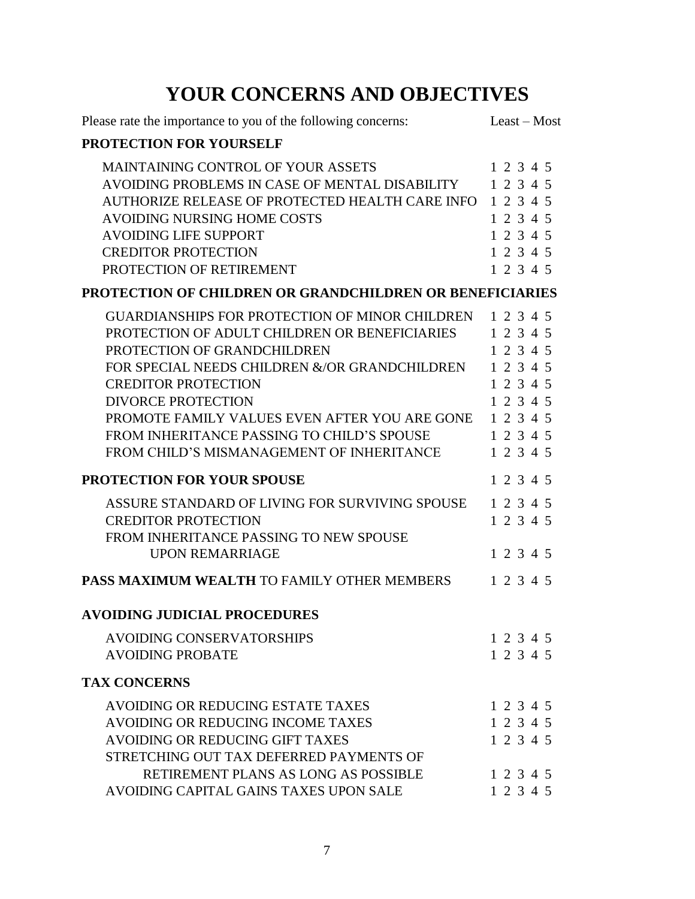# YOUR CONCERNS AND OBJECTIVES

| Please rate the importance to you of the following concerns: | Least – Most |
|---|---|
| **PROTECTION FOR YOURSELF** | |
| MAINTAINING CONTROL OF YOUR ASSETS | 1 2 3 4 5 |
| AVOIDING PROBLEMS IN CASE OF MENTAL DISABILITY | 1 2 3 4 5 |
| AUTHORIZE RELEASE OF PROTECTED HEALTH CARE INFO | 1 2 3 4 5 |
| AVOIDING NURSING HOME COSTS | 1 2 3 4 5 |
| AVOIDING LIFE SUPPORT | 1 2 3 4 5 |
| CREDITOR PROTECTION | 1 2 3 4 5 |
| PROTECTION OF RETIREMENT | 1 2 3 4 5 |
| **PROTECTION OF CHILDREN OR GRANDCHILDREN OR BENEFICIARIES** | |
| GUARDIANSHIPS FOR PROTECTION OF MINOR CHILDREN | 1 2 3 4 5 |
| PROTECTION OF ADULT CHILDREN OR BENEFICIARIES | 1 2 3 4 5 |
| PROTECTION OF GRANDCHILDREN | 1 2 3 4 5 |
| FOR SPECIAL NEEDS CHILDREN &/OR GRANDCHILDREN | 1 2 3 4 5 |
| CREDITOR PROTECTION | 1 2 3 4 5 |
| DIVORCE PROTECTION | 1 2 3 4 5 |
| PROMOTE FAMILY VALUES EVEN AFTER YOU ARE GONE | 1 2 3 4 5 |
| FROM INHERITANCE PASSING TO CHILD'S SPOUSE | 1 2 3 4 5 |
| FROM CHILD'S MISMANAGEMENT OF INHERITANCE | 1 2 3 4 5 |
| **PROTECTION FOR YOUR SPOUSE** | 1 2 3 4 5 |
| ASSURE STANDARD OF LIVING FOR SURVIVING SPOUSE | 1 2 3 4 5 |
| CREDITOR PROTECTION | 1 2 3 4 5 |
| FROM INHERITANCE PASSING TO NEW SPOUSE UPON REMARRIAGE | 1 2 3 4 5 |
| **PASS MAXIMUM WEALTH** TO FAMILY OTHER MEMBERS | 1 2 3 4 5 |
| **AVOIDING JUDICIAL PROCEDURES** | |
| AVOIDING CONSERVATORSHIPS | 1 2 3 4 5 |
| AVOIDING PROBATE | 1 2 3 4 5 |
| **TAX CONCERNS** | |
| AVOIDING OR REDUCING ESTATE TAXES | 1 2 3 4 5 |
| AVOIDING OR REDUCING INCOME TAXES | 1 2 3 4 5 |
| AVOIDING OR REDUCING GIFT TAXES | 1 2 3 4 5 |
| STRETCHING OUT TAX DEFERRED PAYMENTS OF RETIREMENT PLANS AS LONG AS POSSIBLE | 1 2 3 4 5 |
| AVOIDING CAPITAL GAINS TAXES UPON SALE | 1 2 3 4 5 |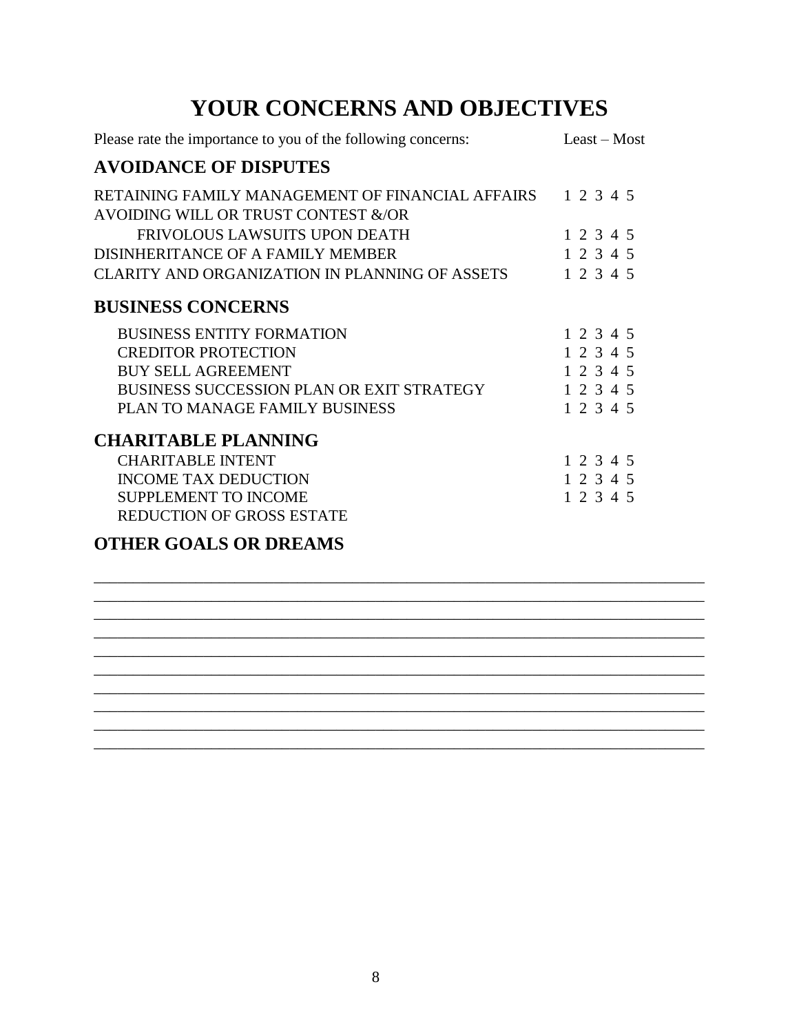# YOUR CONCERNS AND OBJECTIVES

Please rate the importance to you of the following concerns: Least – Most

## AVOIDANCE OF DISPUTES

| Concern | Least – Most |
|---|---|
| RETAINING FAMILY MANAGEMENT OF FINANCIAL AFFAIRS | 1 2 3 4 5 |
| AVOIDING WILL OR TRUST CONTEST &/OR FRIVOLOUS LAWSUITS UPON DEATH | 1 2 3 4 5 |
| DISINHERITANCE OF A FAMILY MEMBER | 1 2 3 4 5 |
| CLARITY AND ORGANIZATION IN PLANNING OF ASSETS | 1 2 3 4 5 |

## BUSINESS CONCERNS

| Concern | Least – Most |
|---|---|
| BUSINESS ENTITY FORMATION | 1 2 3 4 5 |
| CREDITOR PROTECTION | 1 2 3 4 5 |
| BUY SELL AGREEMENT | 1 2 3 4 5 |
| BUSINESS SUCCESSION PLAN OR EXIT STRATEGY | 1 2 3 4 5 |
| PLAN TO MANAGE FAMILY BUSINESS | 1 2 3 4 5 |

## CHARITABLE PLANNING

| Concern | Least – Most |
|---|---|
| CHARITABLE INTENT | 1 2 3 4 5 |
| INCOME TAX DEDUCTION | 1 2 3 4 5 |
| SUPPLEMENT TO INCOME | 1 2 3 4 5 |
| REDUCTION OF GROSS ESTATE | |

## OTHER GOALS OR DREAMS

______________________________________________________________________________
______________________________________________________________________________
______________________________________________________________________________
______________________________________________________________________________
______________________________________________________________________________
______________________________________________________________________________
______________________________________________________________________________
______________________________________________________________________________
______________________________________________________________________________
______________________________________________________________________________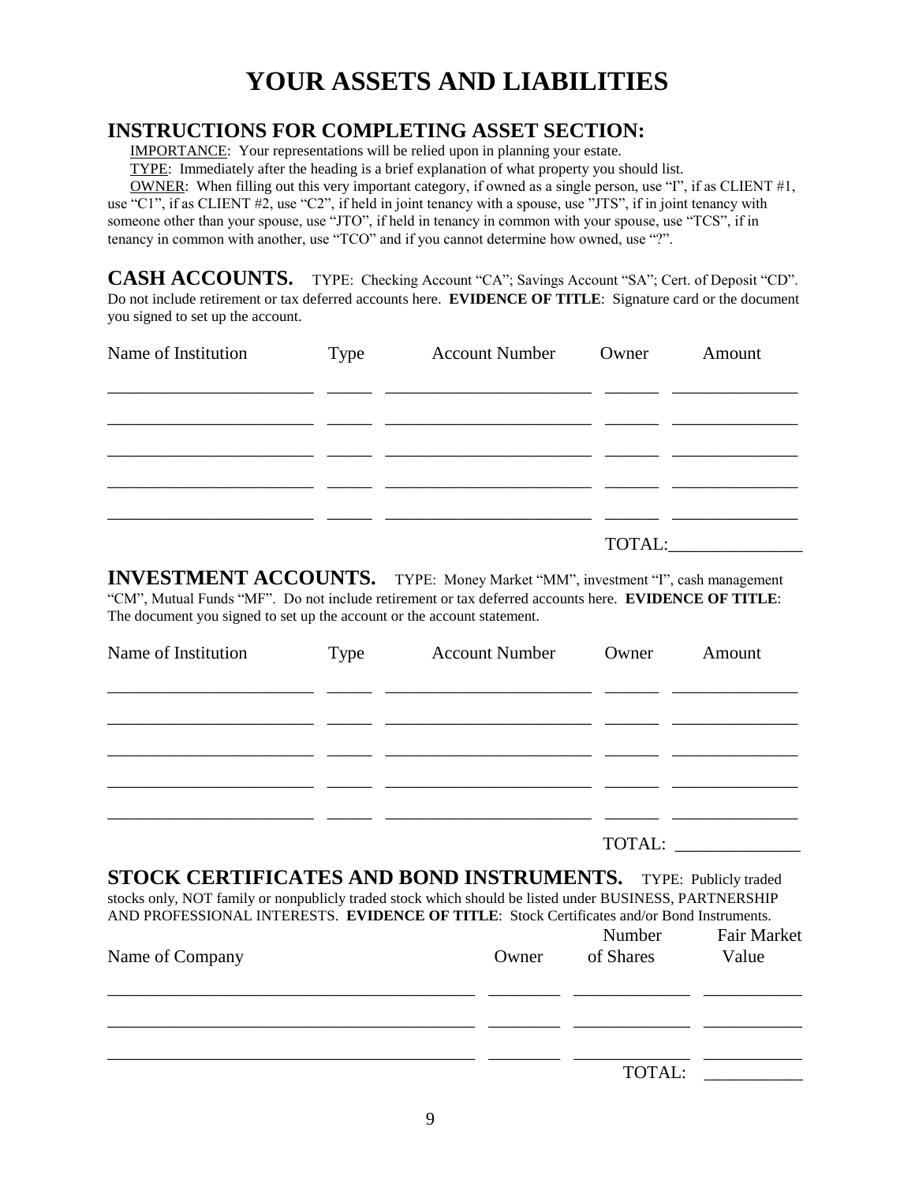# YOUR ASSETS AND LIABILITIES

## INSTRUCTIONS FOR COMPLETING ASSET SECTION:

IMPORTANCE: Your representations will be relied upon in planning your estate.

TYPE: Immediately after the heading is a brief explanation of what property you should list.

OWNER: When filling out this very important category, if owned as a single person, use "I", if as CLIENT #1, use "C1", if as CLIENT #2, use "C2", if held in joint tenancy with a spouse, use "JTS", if in joint tenancy with someone other than your spouse, use "JTO", if held in tenancy in common with your spouse, use "TCS", if in tenancy in common with another, use "TCO" and if you cannot determine how owned, use "?".

**CASH ACCOUNTS.** TYPE: Checking Account "CA"; Savings Account "SA"; Cert. of Deposit "CD". Do not include retirement or tax deferred accounts here. **EVIDENCE OF TITLE**: Signature card or the document you signed to set up the account.

| Name of Institution | Type | Account Number | Owner | Amount |
| --- | --- | --- | --- | --- |
| | | | | |
| | | | | |
| | | | | |
| | | | | |
| | | | | |
| | | | TOTAL: | |

**INVESTMENT ACCOUNTS.** TYPE: Money Market "MM", investment "I", cash management "CM", Mutual Funds "MF". Do not include retirement or tax deferred accounts here. **EVIDENCE OF TITLE**: The document you signed to set up the account or the account statement.

| Name of Institution | Type | Account Number | Owner | Amount |
| --- | --- | --- | --- | --- |
| | | | | |
| | | | | |
| | | | | |
| | | | | |
| | | | | |
| | | | TOTAL: | |

**STOCK CERTIFICATES AND BOND INSTRUMENTS.** TYPE: Publicly traded stocks only, NOT family or nonpublicly traded stock which should be listed under BUSINESS, PARTNERSHIP AND PROFESSIONAL INTERESTS. **EVIDENCE OF TITLE**: Stock Certificates and/or Bond Instruments.

| Name of Company | Owner | Number of Shares | Fair Market Value |
| --- | --- | --- | --- |
| | | | |
| | | | |
| | | | |
| | | TOTAL: | |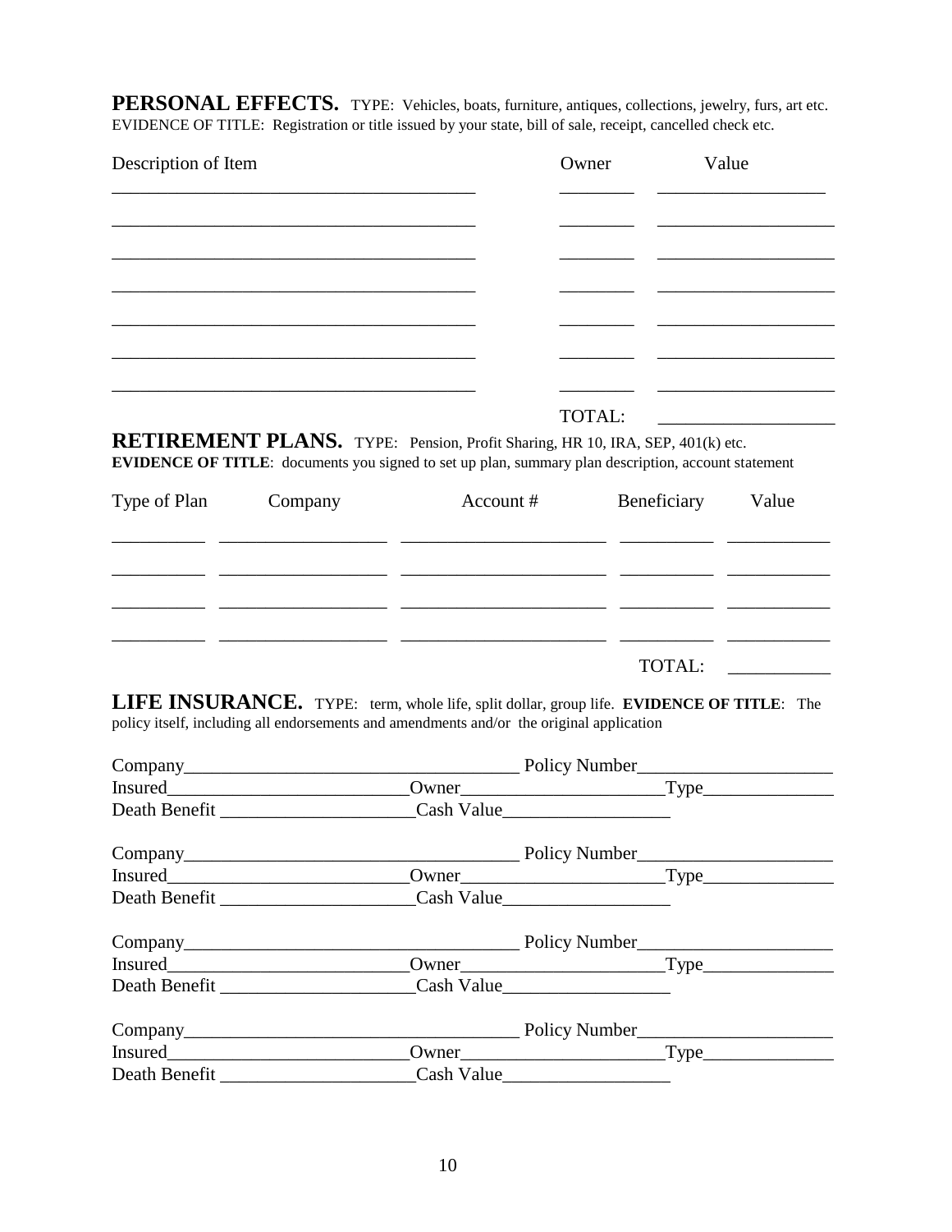**PERSONAL EFFECTS.** TYPE: Vehicles, boats, furniture, antiques, collections, jewelry, furs, art etc.
EVIDENCE OF TITLE: Registration or title issued by your state, bill of sale, receipt, cancelled check etc.

| Description of Item | Owner | Value |
|---|---|---|
| | | |
| | | |
| | | |
| | | |
| | | |
| | | |
| | | |
| | TOTAL: | |

**RETIREMENT PLANS.** TYPE: Pension, Profit Sharing, HR 10, IRA, SEP, 401(k) etc.
**EVIDENCE OF TITLE**: documents you signed to set up plan, summary plan description, account statement

| Type of Plan | Company | Account # | Beneficiary | Value |
|---|---|---|---|---|
| | | | | |
| | | | | |
| | | | | |
| | | | | |
| | | | TOTAL: | |

**LIFE INSURANCE.** TYPE: term, whole life, split dollar, group life. **EVIDENCE OF TITLE**: The policy itself, including all endorsements and amendments and/or the original application

Company\_\_\_\_\_\_\_\_\_\_\_\_\_\_\_\_\_\_\_\_ Policy Number\_\_\_\_\_\_\_\_\_\_\_\_\_\_\_\_\_\_\_\_
Insured\_\_\_\_\_\_\_\_\_\_\_\_\_\_\_\_\_\_\_\_ Owner\_\_\_\_\_\_\_\_\_\_\_\_\_\_\_\_\_\_\_\_ Type\_\_\_\_\_\_\_\_\_\_\_\_\_\_\_\_\_\_\_\_
Death Benefit \_\_\_\_\_\_\_\_\_\_\_\_\_\_\_\_\_\_\_\_ Cash Value\_\_\_\_\_\_\_\_\_\_\_\_\_\_\_\_\_\_\_\_

Company\_\_\_\_\_\_\_\_\_\_\_\_\_\_\_\_\_\_\_\_ Policy Number\_\_\_\_\_\_\_\_\_\_\_\_\_\_\_\_\_\_\_\_
Insured\_\_\_\_\_\_\_\_\_\_\_\_\_\_\_\_\_\_\_\_ Owner\_\_\_\_\_\_\_\_\_\_\_\_\_\_\_\_\_\_\_\_ Type\_\_\_\_\_\_\_\_\_\_\_\_\_\_\_\_\_\_\_\_
Death Benefit \_\_\_\_\_\_\_\_\_\_\_\_\_\_\_\_\_\_\_\_ Cash Value\_\_\_\_\_\_\_\_\_\_\_\_\_\_\_\_\_\_\_\_

Company\_\_\_\_\_\_\_\_\_\_\_\_\_\_\_\_\_\_\_\_ Policy Number\_\_\_\_\_\_\_\_\_\_\_\_\_\_\_\_\_\_\_\_
Insured\_\_\_\_\_\_\_\_\_\_\_\_\_\_\_\_\_\_\_\_ Owner\_\_\_\_\_\_\_\_\_\_\_\_\_\_\_\_\_\_\_\_ Type\_\_\_\_\_\_\_\_\_\_\_\_\_\_\_\_\_\_\_\_
Death Benefit \_\_\_\_\_\_\_\_\_\_\_\_\_\_\_\_\_\_\_\_ Cash Value\_\_\_\_\_\_\_\_\_\_\_\_\_\_\_\_\_\_\_\_

Company\_\_\_\_\_\_\_\_\_\_\_\_\_\_\_\_\_\_\_\_ Policy Number\_\_\_\_\_\_\_\_\_\_\_\_\_\_\_\_\_\_\_\_
Insured\_\_\_\_\_\_\_\_\_\_\_\_\_\_\_\_\_\_\_\_ Owner\_\_\_\_\_\_\_\_\_\_\_\_\_\_\_\_\_\_\_\_ Type\_\_\_\_\_\_\_\_\_\_\_\_\_\_\_\_\_\_\_\_
Death Benefit \_\_\_\_\_\_\_\_\_\_\_\_\_\_\_\_\_\_\_\_ Cash Value\_\_\_\_\_\_\_\_\_\_\_\_\_\_\_\_\_\_\_\_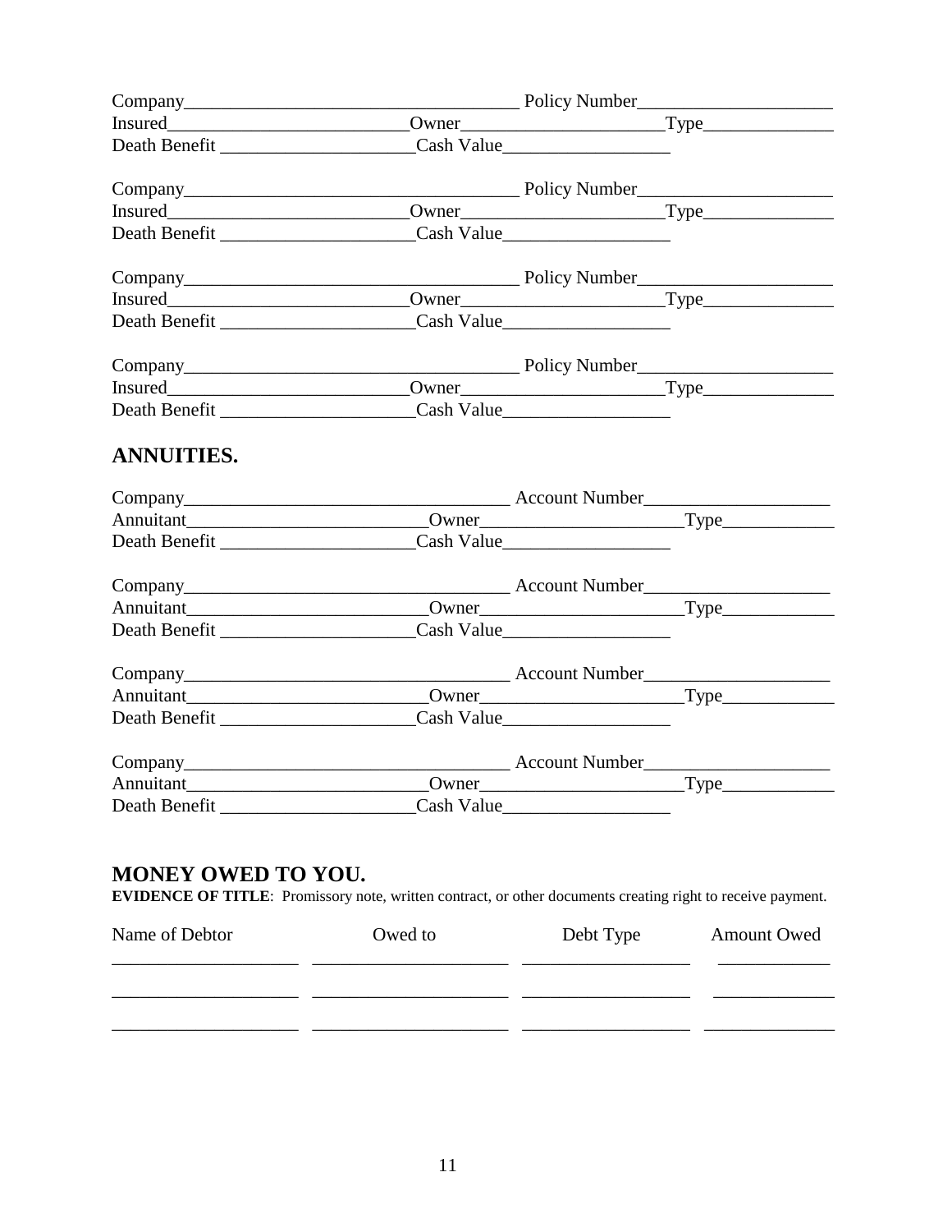Company_____________________________________ Policy Number_____________________
Insured__________________________Owner_____________________Type______________
Death Benefit ____________________Cash Value_________________

Company_____________________________________ Policy Number_____________________
Insured__________________________Owner_____________________Type______________
Death Benefit ____________________Cash Value_________________

Company_____________________________________ Policy Number_____________________
Insured__________________________Owner_____________________Type______________
Death Benefit ____________________Cash Value_________________

Company_____________________________________ Policy Number_____________________
Insured__________________________Owner_____________________Type______________
Death Benefit ____________________Cash Value_________________

## ANNUITIES.

Company___________________________________ Account Number____________________
Annuitant_________________________Owner_____________________Type____________
Death Benefit ____________________Cash Value_________________

Company___________________________________ Account Number____________________
Annuitant_________________________Owner_____________________Type____________
Death Benefit ____________________Cash Value_________________

Company___________________________________ Account Number____________________
Annuitant_________________________Owner_____________________Type____________
Death Benefit ____________________Cash Value_________________

Company___________________________________ Account Number____________________
Annuitant_________________________Owner_____________________Type____________
Death Benefit ____________________Cash Value_________________

## MONEY OWED TO YOU.

**EVIDENCE OF TITLE**: Promissory note, written contract, or other documents creating right to receive payment.

| Name of Debtor | Owed to | Debt Type | Amount Owed |
| --- | --- | --- | --- |
| | | | |
| | | | |
| | | | |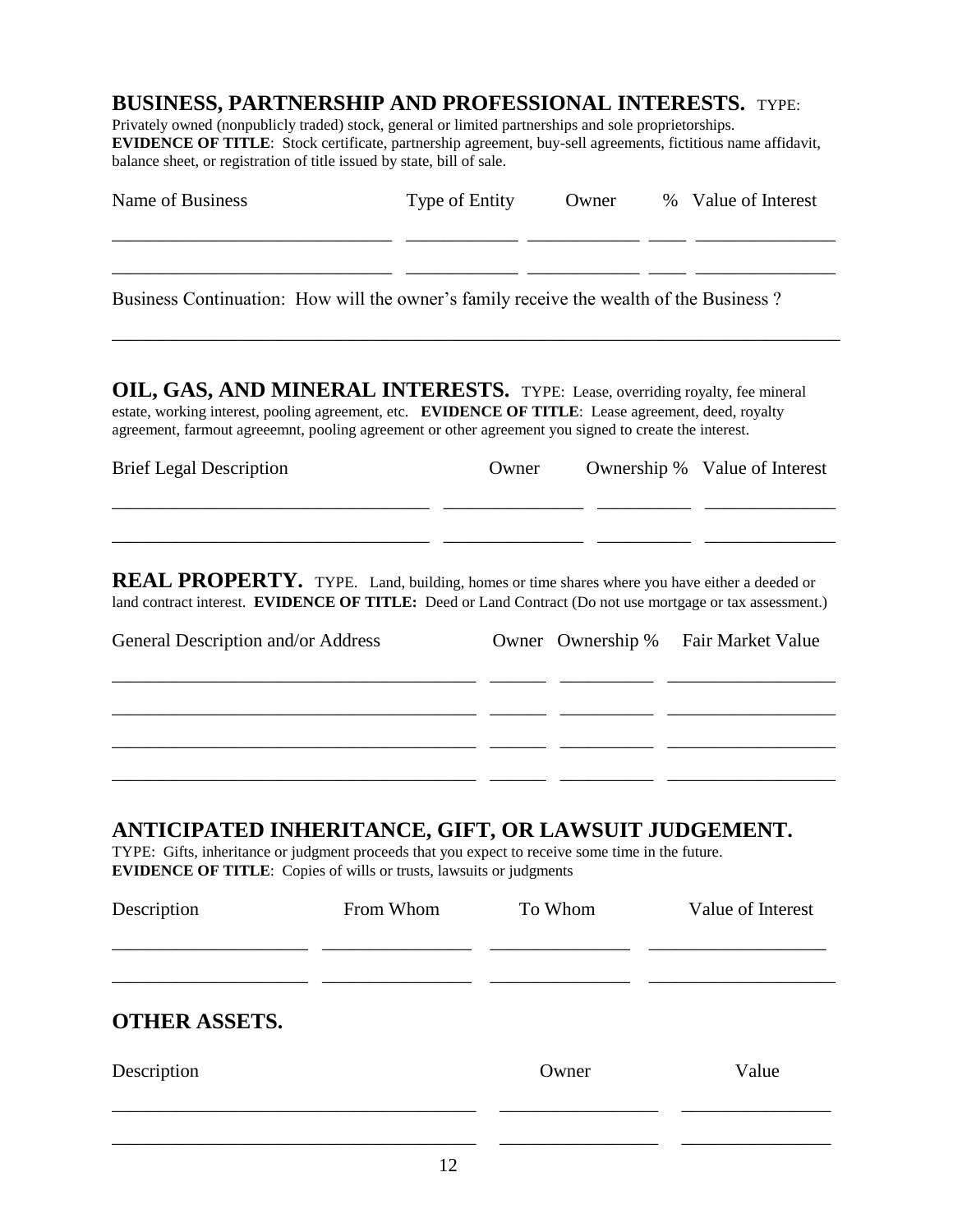## BUSINESS, PARTNERSHIP AND PROFESSIONAL INTERESTS.

TYPE: Privately owned (nonpublicly traded) stock, general or limited partnerships and sole proprietorships.
**EVIDENCE OF TITLE**: Stock certificate, partnership agreement, buy-sell agreements, fictitious name affidavit, balance sheet, or registration of title issued by state, bill of sale.

| Name of Business | Type of Entity | Owner | % | Value of Interest |
|---|---|---|---|---|
| | | | | |
| | | | | |

Business Continuation: How will the owner's family receive the wealth of the Business ?

_______________________________________________________________________________

## OIL, GAS, AND MINERAL INTERESTS.

TYPE: Lease, overriding royalty, fee mineral estate, working interest, pooling agreement, etc. **EVIDENCE OF TITLE**: Lease agreement, deed, royalty agreement, farmout agreeemnt, pooling agreement or other agreement you signed to create the interest.

| Brief Legal Description | Owner | Ownership % | Value of Interest |
|---|---|---|---|
| | | | |
| | | | |

## REAL PROPERTY.

TYPE. Land, building, homes or time shares where you have either a deeded or land contract interest. **EVIDENCE OF TITLE:** Deed or Land Contract (Do not use mortgage or tax assessment.)

| General Description and/or Address | Owner | Ownership % | Fair Market Value |
|---|---|---|---|
| | | | |
| | | | |
| | | | |
| | | | |

## ANTICIPATED INHERITANCE, GIFT, OR LAWSUIT JUDGEMENT.

TYPE: Gifts, inheritance or judgment proceeds that you expect to receive some time in the future.
**EVIDENCE OF TITLE**: Copies of wills or trusts, lawsuits or judgments

| Description | From Whom | To Whom | Value of Interest |
|---|---|---|---|
| | | | |
| | | | |

## OTHER ASSETS.

| Description | Owner | Value |
|---|---|---|
| | | |
| | | |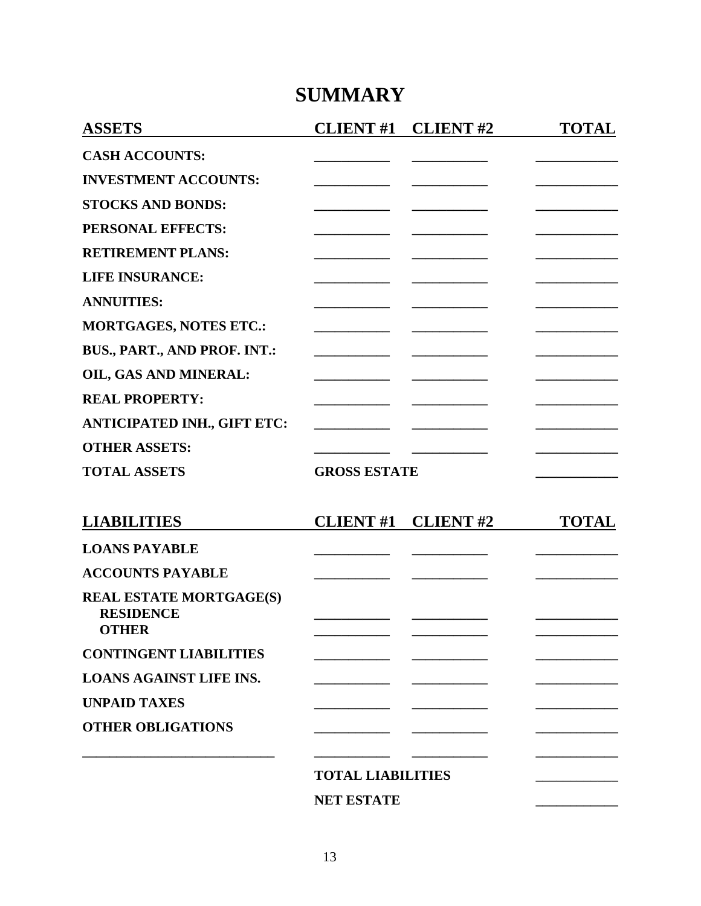# SUMMARY

| ASSETS | CLIENT #1 | CLIENT #2 | TOTAL |
|---|---|---|---|
| CASH ACCOUNTS: | ___________ | ___________ | ___________ |
| INVESTMENT ACCOUNTS: | ___________ | ___________ | ___________ |
| STOCKS AND BONDS: | ___________ | ___________ | ___________ |
| PERSONAL EFFECTS: | ___________ | ___________ | ___________ |
| RETIREMENT PLANS: | ___________ | ___________ | ___________ |
| LIFE INSURANCE: | ___________ | ___________ | ___________ |
| ANNUITIES: | ___________ | ___________ | ___________ |
| MORTGAGES, NOTES ETC.: | ___________ | ___________ | ___________ |
| BUS., PART., AND PROF. INT.: | ___________ | ___________ | ___________ |
| OIL, GAS AND MINERAL: | ___________ | ___________ | ___________ |
| REAL PROPERTY: | ___________ | ___________ | ___________ |
| ANTICIPATED INH., GIFT ETC: | ___________ | ___________ | ___________ |
| OTHER ASSETS: | ___________ | ___________ | ___________ |
| TOTAL ASSETS | GROSS ESTATE | | ___________ |

| LIABILITIES | CLIENT #1 | CLIENT #2 | TOTAL |
|---|---|---|---|
| LOANS PAYABLE | ___________ | ___________ | ___________ |
| ACCOUNTS PAYABLE | ___________ | ___________ | ___________ |
| REAL ESTATE MORTGAGE(S) | | | |
| RESIDENCE | ___________ | ___________ | ___________ |
| OTHER | ___________ | ___________ | ___________ |
| CONTINGENT LIABILITIES | ___________ | ___________ | ___________ |
| LOANS AGAINST LIFE INS. | ___________ | ___________ | ___________ |
| UNPAID TAXES | ___________ | ___________ | ___________ |
| OTHER OBLIGATIONS | ___________ | ___________ | ___________ |
| ___________________________ | ___________ | ___________ | ___________ |
| | TOTAL LIABILITIES | | ___________ |
| | NET ESTATE | | ___________ |